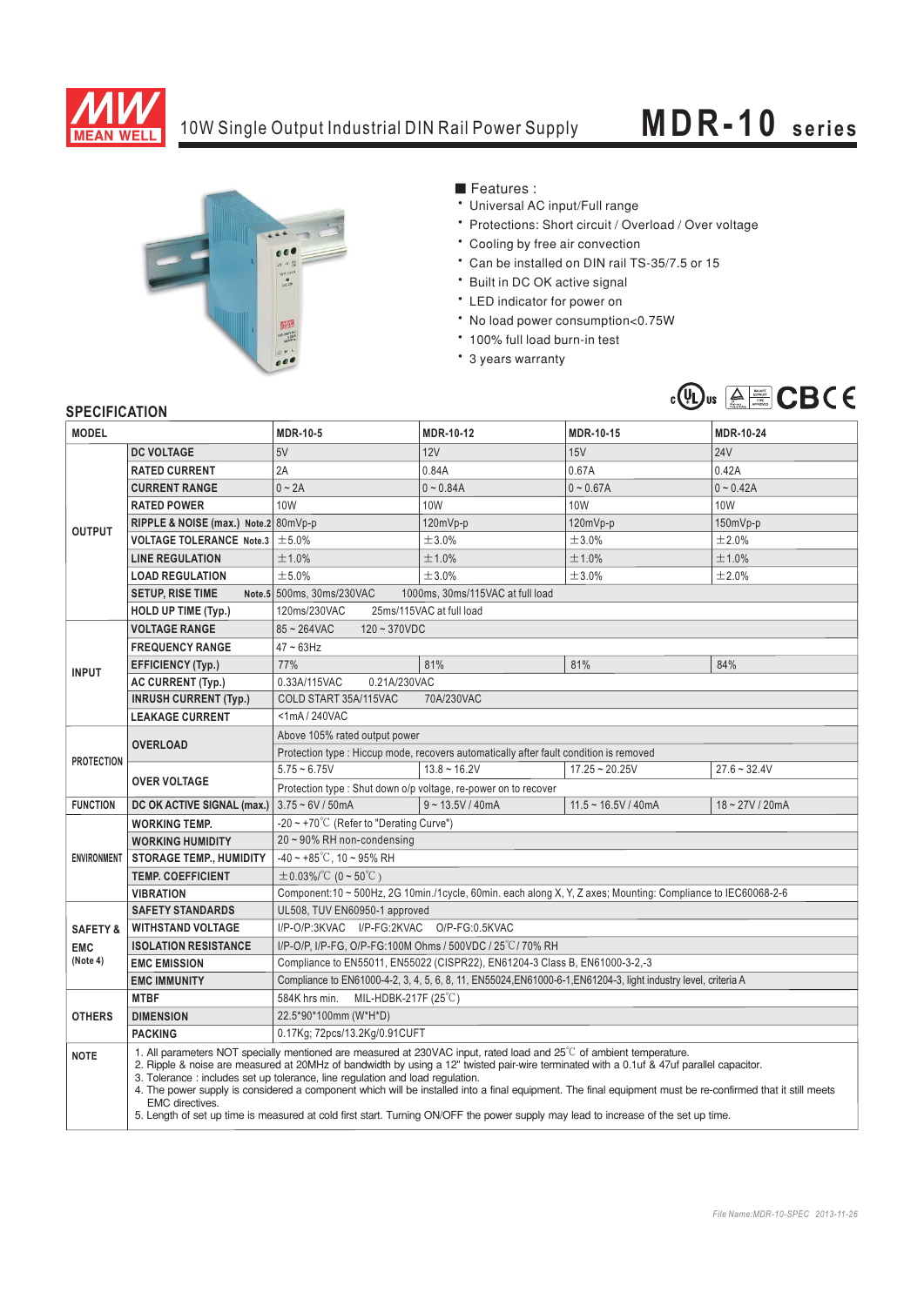# 10W Single Output Industrial DIN Rail Power Supply

# MDR-10 series

■ Features :

- Universal AC input/Full range
- Protections: Short circuit / Overload / Over voltage
- Cooling by free air convection
- Can be installed on DIN rail TS-35/7.5 or 15
- Built in DC OK active signal
- LED indicator for power on
- No load power consumption<0.75W
- 100% full load burn-in test
- 3 years warranty

## SPECIFICATION

| MODEL | | MDR-10-5 | MDR-10-12 | MDR-10-15 | MDR-10-24 |
|---|---|---|---|---|---|
| OUTPUT | DC VOLTAGE | 5V | 12V | 15V | 24V |
| | RATED CURRENT | 2A | 0.84A | 0.67A | 0.42A |
| | CURRENT RANGE | 0 ~ 2A | 0 ~ 0.84A | 0 ~ 0.67A | 0 ~ 0.42A |
| | RATED POWER | 10W | 10W | 10W | 10W |
| | RIPPLE & NOISE (max.) Note.2 | 80mVp-p | 120mVp-p | 120mVp-p | 150mVp-p |
| | VOLTAGE TOLERANCE Note.3 | ±5.0% | ±3.0% | ±3.0% | ±2.0% |
| | LINE REGULATION | ±1.0% | ±1.0% | ±1.0% | ±1.0% |
| | LOAD REGULATION | ±5.0% | ±3.0% | ±3.0% | ±2.0% |
| | SETUP, RISE TIME Note.5 | 500ms, 30ms/230VAC 1000ms, 30ms/115VAC at full load | | | |
| | HOLD UP TIME (Typ.) | 120ms/230VAC 25ms/115VAC at full load | | | |
| INPUT | VOLTAGE RANGE | 85 ~ 264VAC 120 ~ 370VDC | | | |
| | FREQUENCY RANGE | 47 ~ 63Hz | | | |
| | EFFICIENCY (Typ.) | 77% | 81% | 81% | 84% |
| | AC CURRENT (Typ.) | 0.33A/115VAC 0.21A/230VAC | | | |
| | INRUSH CURRENT (Typ.) | COLD START 35A/115VAC 70A/230VAC | | | |
| | LEAKAGE CURRENT | <1mA / 240VAC | | | |
| PROTECTION | OVERLOAD | Above 105% rated output power | | | |
| | | Protection type : Hiccup mode, recovers automatically after fault condition is removed | | | |
| | OVER VOLTAGE | 5.75 ~ 6.75V | 13.8 ~ 16.2V | 17.25 ~ 20.25V | 27.6 ~ 32.4V |
| | | Protection type : Shut down o/p voltage, re-power on to recover | | | |
| FUNCTION | DC OK ACTIVE SIGNAL (max.) | 3.75 ~ 6V / 50mA | 9 ~ 13.5V / 40mA | 11.5 ~ 16.5V / 40mA | 18 ~ 27V / 20mA |
| ENVIRONMENT | WORKING TEMP. | -20 ~ +70℃ (Refer to "Derating Curve") | | | |
| | WORKING HUMIDITY | 20 ~ 90% RH non-condensing | | | |
| | STORAGE TEMP., HUMIDITY | -40 ~ +85℃, 10 ~ 95% RH | | | |
| | TEMP. COEFFICIENT | ±0.03%/℃ (0 ~ 50℃) | | | |
| | VIBRATION | Component:10 ~ 500Hz, 2G 10min./1cycle, 60min. each along X, Y, Z axes; Mounting: Compliance to IEC60068-2-6 | | | |
| SAFETY & EMC (Note 4) | SAFETY STANDARDS | UL508, TUV EN60950-1 approved | | | |
| | WITHSTAND VOLTAGE | I/P-O/P:3KVAC I/P-FG:2KVAC O/P-FG:0.5KVAC | | | |
| | ISOLATION RESISTANCE | I/P-O/P, I/P-FG, O/P-FG:100M Ohms / 500VDC / 25℃/ 70% RH | | | |
| | EMC EMISSION | Compliance to EN55011, EN55022 (CISPR22), EN61204-3 Class B, EN61000-3-2,-3 | | | |
| | EMC IMMUNITY | Compliance to EN61000-4-2, 3, 4, 5, 6, 8, 11, EN55024,EN61000-6-1,EN61204-3, light industry level, criteria A | | | |
| OTHERS | MTBF | 584K hrs min. MIL-HDBK-217F (25℃) | | | |
| | DIMENSION | 22.5*90*100mm (W*H*D) | | | |
| | PACKING | 0.17Kg; 72pcs/13.2Kg/0.91CUFT | | | |

**NOTE**

1. All parameters NOT specially mentioned are measured at 230VAC input, rated load and 25℃ of ambient temperature.
2. Ripple & noise are measured at 20MHz of bandwidth by using a 12" twisted pair-wire terminated with a 0.1uf & 47uf parallel capacitor.
3. Tolerance : includes set up tolerance, line regulation and load regulation.
4. The power supply is considered a component which will be installed into a final equipment. The final equipment must be re-confirmed that it still meets EMC directives.
5. Length of set up time is measured at cold first start. Turning ON/OFF the power supply may lead to increase of the set up time.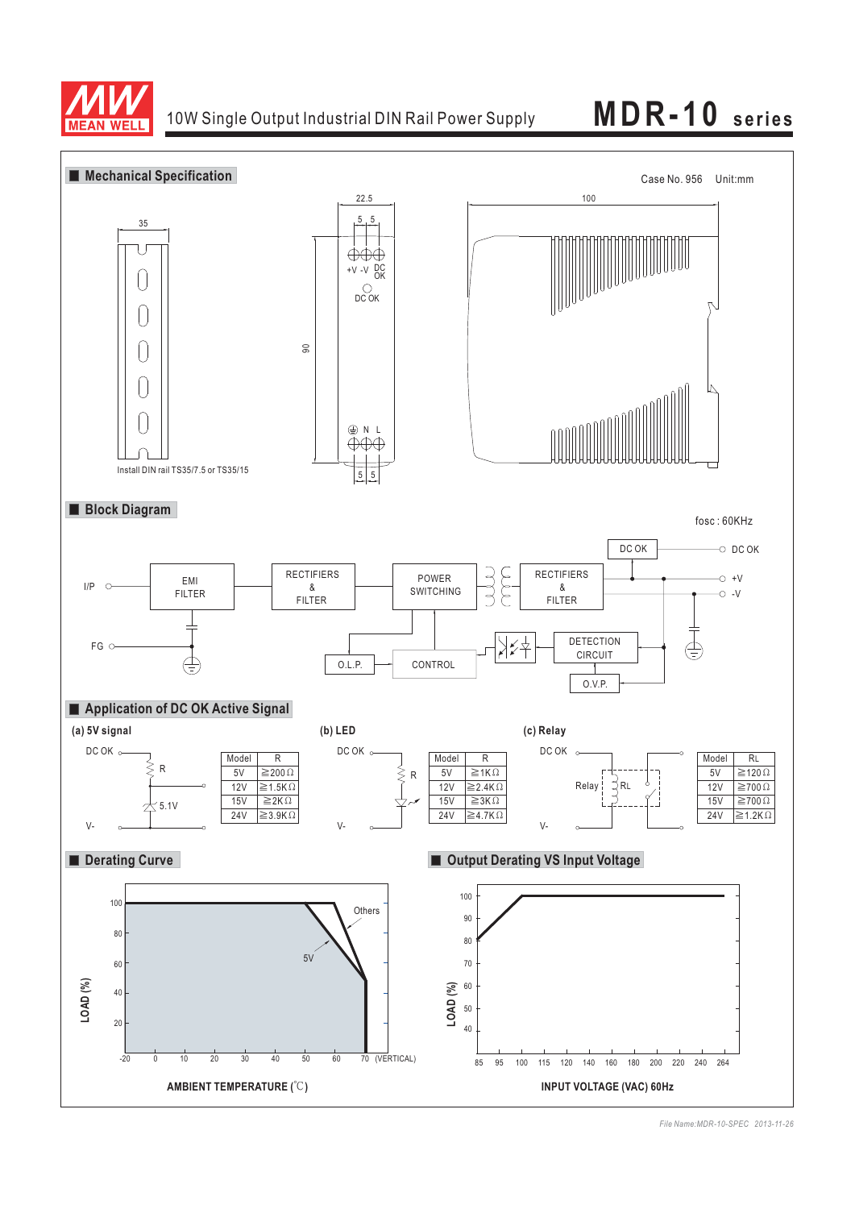# 10W Single Output Industrial DIN Rail Power Supply

# MDR-10 series

## Mechanical Specification

Case No. 956 Unit:mm

35

Install DIN rail TS35/7.5 or TS35/15

22.5

5 5

+V -V DC OK

DC OK

90

N L

5 5

100

## Block Diagram

fosc : 60KHz

I/P

EMI FILTER

RECTIFIERS & FILTER

POWER SWITCHING

RECTIFIERS & FILTER

DC OK

DC OK

+V

-V

FG

O.L.P.

CONTROL

DETECTION CIRCUIT

O.V.P.

## Application of DC OK Active Signal

**(a) 5V signal**

DC OK

R

5.1V

V-

| Model | R |
|---|---|
| 5V | ≧200Ω |
| 12V | ≧1.5KΩ |
| 15V | ≧2KΩ |
| 24V | ≧3.9KΩ |

**(b) LED**

DC OK

R

V-

| Model | R |
|---|---|
| 5V | ≧1KΩ |
| 12V | ≧2.4KΩ |
| 15V | ≧3KΩ |
| 24V | ≧4.7KΩ |

**(c) Relay**

DC OK

Relay

RL

V-

| Model | RL |
|---|---|
| 5V | ≧120Ω |
| 12V | ≧700Ω |
| 15V | ≧700Ω |
| 24V | ≧1.2KΩ |

## Derating Curve

LOAD (%)

100
80
60
40
20

-20 0 10 20 30 40 50 60 70 (VERTICAL)

Others

5V

AMBIENT TEMPERATURE (℃)

## Output Derating VS Input Voltage

LOAD (%)

100
90
80
70
60
50
40

85 95 100 115 120 140 160 180 200 220 240 264

INPUT VOLTAGE (VAC) 60Hz

File Name:MDR-10-SPEC 2013-11-26